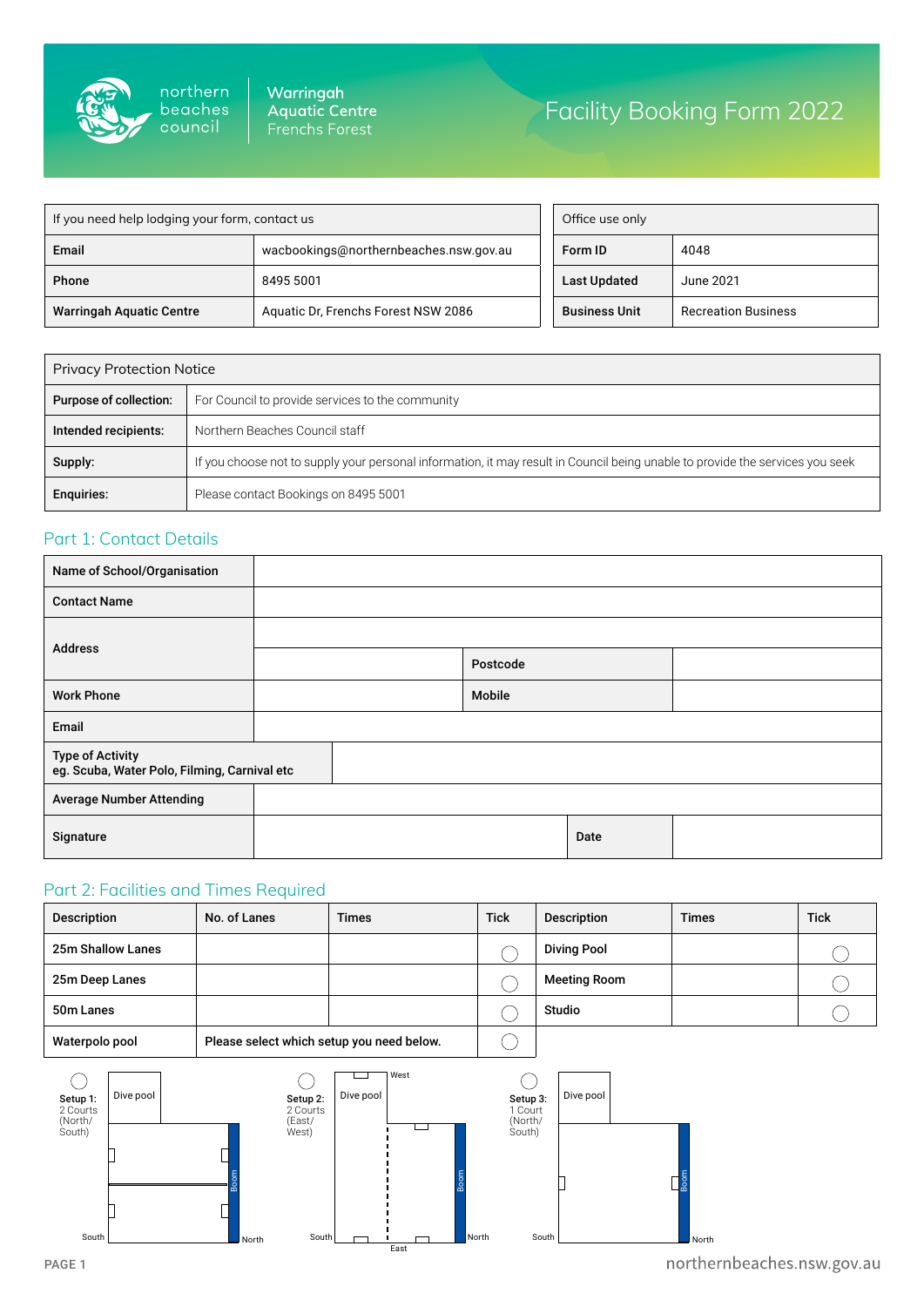northern beaches council | Warringah Aquatic Centre Frenchs Forest

# Facility Booking Form 2022

| If you need help lodging your form, contact us | |
|---|---|
| **Email** | wacbookings@northernbeaches.nsw.gov.au |
| **Phone** | 8495 5001 |
| **Warringah Aquatic Centre** | Aquatic Dr, Frenchs Forest NSW 2086 |

| Office use only | |
|---|---|
| **Form ID** | 4048 |
| **Last Updated** | June 2021 |
| **Business Unit** | Recreation Business |

| Privacy Protection Notice | |
|---|---|
| **Purpose of collection:** | For Council to provide services to the community |
| **Intended recipients:** | Northern Beaches Council staff |
| **Supply:** | If you choose not to supply your personal information, it may result in Council being unable to provide the services you seek |
| **Enquiries:** | Please contact Bookings on 8495 5001 |

## Part 1: Contact Details

| | | | |
|---|---|---|---|
| **Name of School/Organisation** | | | |
| **Contact Name** | | | |
| **Address** | | | |
| | | **Postcode** | |
| **Work Phone** | | **Mobile** | |
| **Email** | | | |
| **Type of Activity** eg. Scuba, Water Polo, Filming, Carnival etc | | | |
| **Average Number Attending** | | | |
| **Signature** | | **Date** | |

## Part 2: Facilities and Times Required

| Description | No. of Lanes | Times | Tick | Description | Times | Tick |
|---|---|---|---|---|---|---|
| **25m Shallow Lanes** | | | ◯ | **Diving Pool** | | ◯ |
| **25m Deep Lanes** | | | ◯ | **Meeting Room** | | ◯ |
| **50m Lanes** | | | ◯ | **Studio** | | ◯ |
| **Waterpolo pool** | Please select which setup you need below. | | ◯ | | | |

◯ **Setup 1:** 2 Courts (North/ South)

Dive pool
Boom
South
North

◯ **Setup 2:** 2 Courts (East/ West)

Dive pool
West
Boom
South
North
East

◯ **Setup 3:** 1 Court (North/ South)

Dive pool
Boom
South
North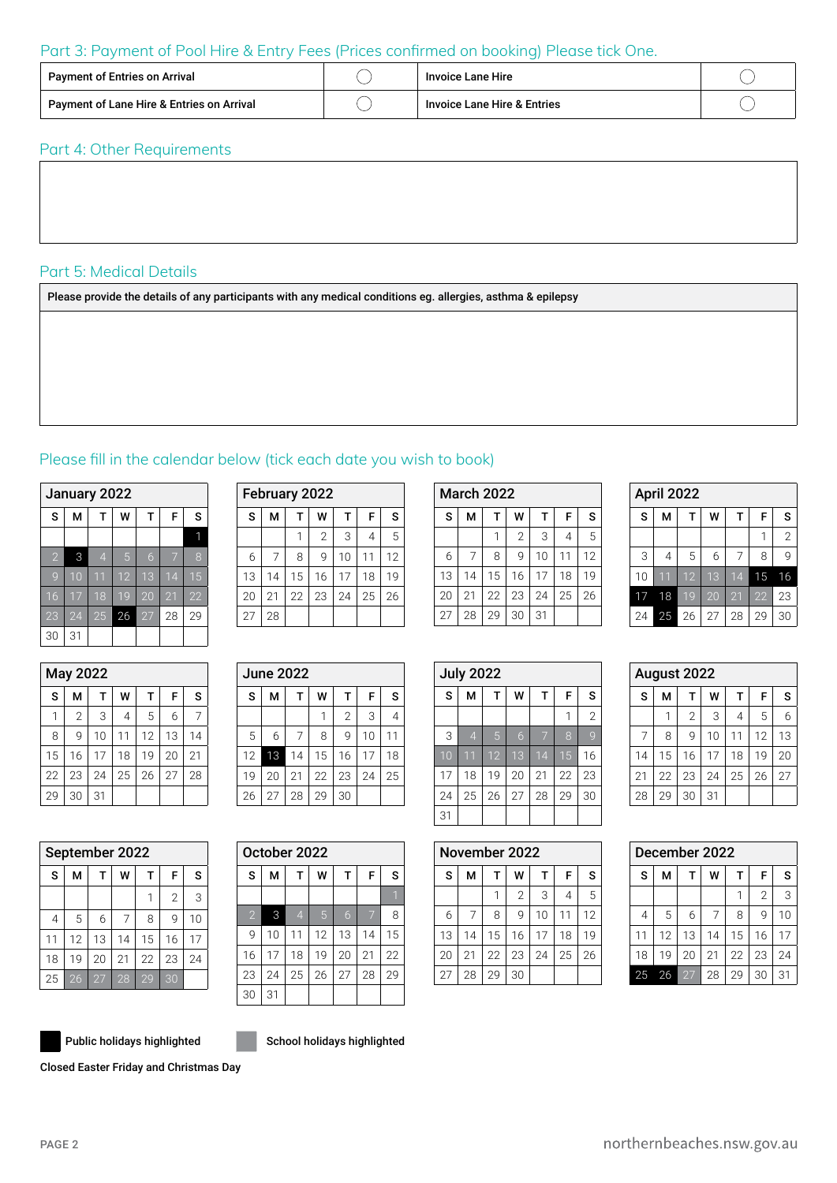## Part 3: Payment of Pool Hire & Entry Fees (Prices confirmed on booking) Please tick One.

| | | | |
|---|---|---|---|
| Payment of Entries on Arrival | ◯ | Invoice Lane Hire | ◯ |
| Payment of Lane Hire & Entries on Arrival | ◯ | Invoice Lane Hire & Entries | ◯ |

## Part 4: Other Requirements

## Part 5: Medical Details

Please provide the details of any participants with any medical conditions eg. allergies, asthma & epilepsy

## Please fill in the calendar below (tick each date you wish to book)

**January 2022**

| S | M | T | W | T | F | S |
|---|---|---|---|---|---|---|
| | | | | | | 1 |
| 2 | 3 | 4 | 5 | 6 | 7 | 8 |
| 9 | 10 | 11 | 12 | 13 | 14 | 15 |
| 16 | 17 | 18 | 19 | 20 | 21 | 22 |
| 23 | 24 | 25 | 26 | 27 | 28 | 29 |
| 30 | 31 | | | | | |

**February 2022**

| S | M | T | W | T | F | S |
|---|---|---|---|---|---|---|
| | | 1 | 2 | 3 | 4 | 5 |
| 6 | 7 | 8 | 9 | 10 | 11 | 12 |
| 13 | 14 | 15 | 16 | 17 | 18 | 19 |
| 20 | 21 | 22 | 23 | 24 | 25 | 26 |
| 27 | 28 | | | | | |

**March 2022**

| S | M | T | W | T | F | S |
|---|---|---|---|---|---|---|
| | | 1 | 2 | 3 | 4 | 5 |
| 6 | 7 | 8 | 9 | 10 | 11 | 12 |
| 13 | 14 | 15 | 16 | 17 | 18 | 19 |
| 20 | 21 | 22 | 23 | 24 | 25 | 26 |
| 27 | 28 | 29 | 30 | 31 | | |

**April 2022**

| S | M | T | W | T | F | S |
|---|---|---|---|---|---|---|
| | | | | | 1 | 2 |
| 3 | 4 | 5 | 6 | 7 | 8 | 9 |
| 10 | 11 | 12 | 13 | 14 | 15 | 16 |
| 17 | 18 | 19 | 20 | 21 | 22 | 23 |
| 24 | 25 | 26 | 27 | 28 | 29 | 30 |

**May 2022**

| S | M | T | W | T | F | S |
|---|---|---|---|---|---|---|
| 1 | 2 | 3 | 4 | 5 | 6 | 7 |
| 8 | 9 | 10 | 11 | 12 | 13 | 14 |
| 15 | 16 | 17 | 18 | 19 | 20 | 21 |
| 22 | 23 | 24 | 25 | 26 | 27 | 28 |
| 29 | 30 | 31 | | | | |

**June 2022**

| S | M | T | W | T | F | S |
|---|---|---|---|---|---|---|
| | | | 1 | 2 | 3 | 4 |
| 5 | 6 | 7 | 8 | 9 | 10 | 11 |
| 12 | 13 | 14 | 15 | 16 | 17 | 18 |
| 19 | 20 | 21 | 22 | 23 | 24 | 25 |
| 26 | 27 | 28 | 29 | 30 | | |

**July 2022**

| S | M | T | W | T | F | S |
|---|---|---|---|---|---|---|
| | | | | | 1 | 2 |
| 3 | 4 | 5 | 6 | 7 | 8 | 9 |
| 10 | 11 | 12 | 13 | 14 | 15 | 16 |
| 17 | 18 | 19 | 20 | 21 | 22 | 23 |
| 24 | 25 | 26 | 27 | 28 | 29 | 30 |
| 31 | | | | | | |

**August 2022**

| S | M | T | W | T | F | S |
|---|---|---|---|---|---|---|
| | 1 | 2 | 3 | 4 | 5 | 6 |
| 7 | 8 | 9 | 10 | 11 | 12 | 13 |
| 14 | 15 | 16 | 17 | 18 | 19 | 20 |
| 21 | 22 | 23 | 24 | 25 | 26 | 27 |
| 28 | 29 | 30 | 31 | | | |

**September 2022**

| S | M | T | W | T | F | S |
|---|---|---|---|---|---|---|
| | | | | 1 | 2 | 3 |
| 4 | 5 | 6 | 7 | 8 | 9 | 10 |
| 11 | 12 | 13 | 14 | 15 | 16 | 17 |
| 18 | 19 | 20 | 21 | 22 | 23 | 24 |
| 25 | 26 | 27 | 28 | 29 | 30 | |

**October 2022**

| S | M | T | W | T | F | S |
|---|---|---|---|---|---|---|
| | | | | | | 1 |
| 2 | 3 | 4 | 5 | 6 | 7 | 8 |
| 9 | 10 | 11 | 12 | 13 | 14 | 15 |
| 16 | 17 | 18 | 19 | 20 | 21 | 22 |
| 23 | 24 | 25 | 26 | 27 | 28 | 29 |
| 30 | 31 | | | | | |

**November 2022**

| S | M | T | W | T | F | S |
|---|---|---|---|---|---|---|
| | | 1 | 2 | 3 | 4 | 5 |
| 6 | 7 | 8 | 9 | 10 | 11 | 12 |
| 13 | 14 | 15 | 16 | 17 | 18 | 19 |
| 20 | 21 | 22 | 23 | 24 | 25 | 26 |
| 27 | 28 | 29 | 30 | | | |

**December 2022**

| S | M | T | W | T | F | S |
|---|---|---|---|---|---|---|
| | | | | 1 | 2 | 3 |
| 4 | 5 | 6 | 7 | 8 | 9 | 10 |
| 11 | 12 | 13 | 14 | 15 | 16 | 17 |
| 18 | 19 | 20 | 21 | 22 | 23 | 24 |
| 25 | 26 | 27 | 28 | 29 | 30 | 31 |

**Public holidays highlighted** (black) **School holidays highlighted** (grey)

**Closed Easter Friday and Christmas Day**

northernbeaches.nsw.gov.au